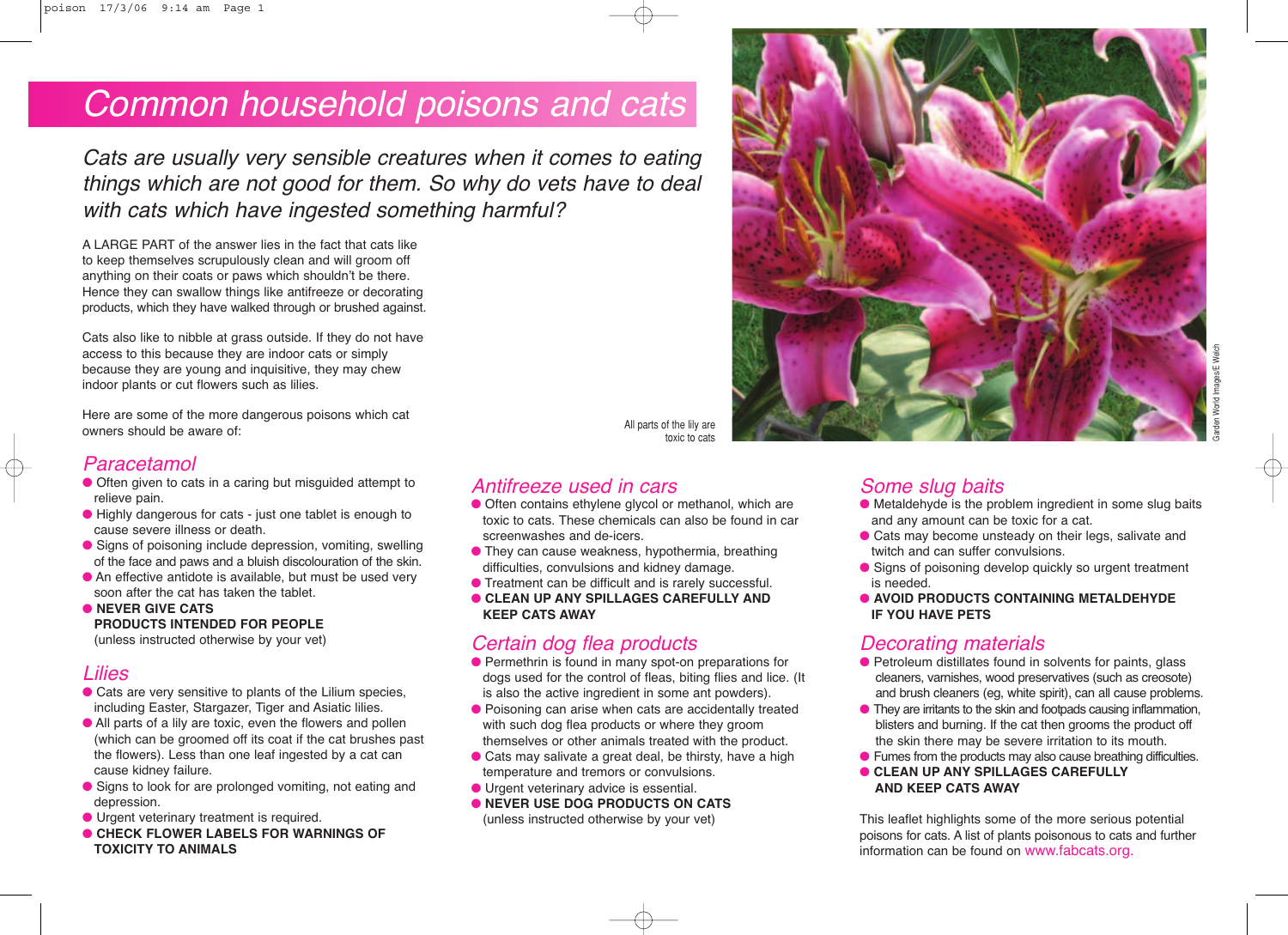# Common household poisons and cats

*Cats are usually very sensible creatures when it comes to eating things which are not good for them. So why do vets have to deal with cats which have ingested something harmful?*

A LARGE PART of the answer lies in the fact that cats like to keep themselves scrupulously clean and will groom off anything on their coats or paws which shouldn't be there. Hence they can swallow things like antifreeze or decorating products, which they have walked through or brushed against.

Cats also like to nibble at grass outside. If they do not have access to this because they are indoor cats or simply because they are young and inquisitive, they may chew indoor plants or cut flowers such as lilies.

Here are some of the more dangerous poisons which cat owners should be aware of:

All parts of the lily are toxic to cats

Garden World Images/E Welch

## Paracetamol

- Often given to cats in a caring but misguided attempt to relieve pain.
- Highly dangerous for cats - just one tablet is enough to cause severe illness or death.
- Signs of poisoning include depression, vomiting, swelling of the face and paws and a bluish discolouration of the skin.
- An effective antidote is available, but must be used very soon after the cat has taken the tablet.
- **NEVER GIVE CATS PRODUCTS INTENDED FOR PEOPLE** (unless instructed otherwise by your vet)

## Lilies

- Cats are very sensitive to plants of the Lilium species, including Easter, Stargazer, Tiger and Asiatic lilies.
- All parts of a lily are toxic, even the flowers and pollen (which can be groomed off its coat if the cat brushes past the flowers). Less than one leaf ingested by a cat can cause kidney failure.
- Signs to look for are prolonged vomiting, not eating and depression.
- Urgent veterinary treatment is required.
- **CHECK FLOWER LABELS FOR WARNINGS OF TOXICITY TO ANIMALS**

## Antifreeze used in cars

- Often contains ethylene glycol or methanol, which are toxic to cats. These chemicals can also be found in car screenwashes and de-icers.
- They can cause weakness, hypothermia, breathing difficulties, convulsions and kidney damage.
- Treatment can be difficult and is rarely successful.
- **CLEAN UP ANY SPILLAGES CAREFULLY AND KEEP CATS AWAY**

## Certain dog flea products

- Permethrin is found in many spot-on preparations for dogs used for the control of fleas, biting flies and lice. (It is also the active ingredient in some ant powders).
- Poisoning can arise when cats are accidentally treated with such dog flea products or where they groom themselves or other animals treated with the product.
- Cats may salivate a great deal, be thirsty, have a high temperature and tremors or convulsions.
- Urgent veterinary advice is essential.
- **NEVER USE DOG PRODUCTS ON CATS** (unless instructed otherwise by your vet)

## Some slug baits

- Metaldehyde is the problem ingredient in some slug baits and any amount can be toxic for a cat.
- Cats may become unsteady on their legs, salivate and twitch and can suffer convulsions.
- Signs of poisoning develop quickly so urgent treatment is needed.
- **AVOID PRODUCTS CONTAINING METALDEHYDE IF YOU HAVE PETS**

## Decorating materials

- Petroleum distillates found in solvents for paints, glass cleaners, varnishes, wood preservatives (such as creosote) and brush cleaners (eg, white spirit), can all cause problems.
- They are irritants to the skin and footpads causing inflammation, blisters and burning. If the cat then grooms the product off the skin there may be severe irritation to its mouth.
- Fumes from the products may also cause breathing difficulties.
- **CLEAN UP ANY SPILLAGES CAREFULLY AND KEEP CATS AWAY**

This leaflet highlights some of the more serious potential poisons for cats. A list of plants poisonous to cats and further information can be found on www.fabcats.org.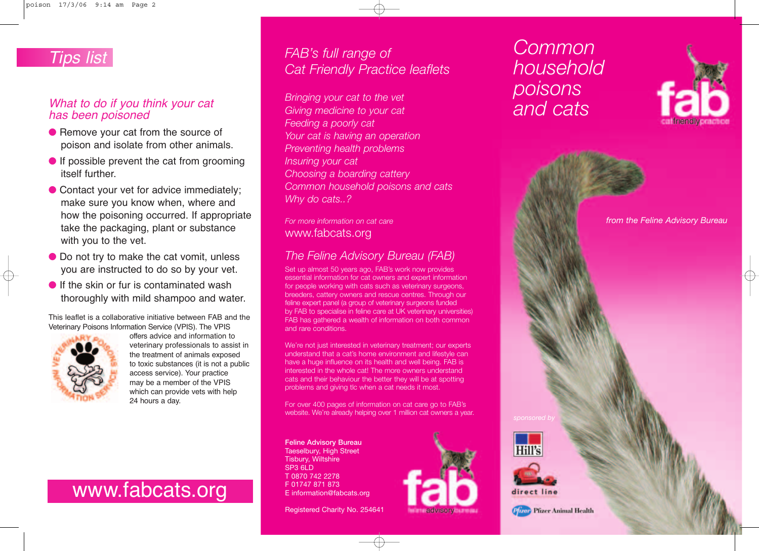# Tips list

## What to do if you think your cat has been poisoned

- Remove your cat from the source of poison and isolate from other animals.
- If possible prevent the cat from grooming itself further.
- Contact your vet for advice immediately; make sure you know when, where and how the poisoning occurred. If appropriate take the packaging, plant or substance with you to the vet.
- Do not try to make the cat vomit, unless you are instructed to do so by your vet.
- If the skin or fur is contaminated wash thoroughly with mild shampoo and water.

This leaflet is a collaborative initiative between FAB and the Veterinary Poisons Information Service (VPIS). The VPIS offers advice and information to veterinary professionals to assist in the treatment of animals exposed to toxic substances (it is not a public access service). Your practice may be a member of the VPIS which can provide vets with help 24 hours a day.

VETERINARY POISONS INFORMATION SERVICE

www.fabcats.org

## FAB's full range of Cat Friendly Practice leaflets

*Bringing your cat to the vet*
*Giving medicine to your cat*
*Feeding a poorly cat*
*Your cat is having an operation*
*Preventing health problems*
*Insuring your cat*
*Choosing a boarding cattery*
*Common household poisons and cats*
*Why do cats..?*

*For more information on cat care*
www.fabcats.org

## The Feline Advisory Bureau (FAB)

Set up almost 50 years ago, FAB's work now provides essential information for cat owners and expert information for people working with cats such as veterinary surgeons, breeders, cattery owners and rescue centres. Through our feline expert panel (a group of veterinary surgeons funded by FAB to specialise in feline care at UK veterinary universities) FAB has gathered a wealth of information on both common and rare conditions.

We're not just interested in veterinary treatment; our experts understand that a cat's home environment and lifestyle can have a huge influence on its health and well being. FAB is interested in the whole cat! The more owners understand cats and their behaviour the better they will be at spotting problems and giving tlc when a cat needs it most.

For over 400 pages of information on cat care go to FAB's website. We're already helping over 1 million cat owners a year.

**Feline Advisory Bureau**
Taeselbury, High Street
Tisbury, Wiltshire
SP3 6LD
T 0870 742 2278
F 01747 871 873
E information@fabcats.org

Registered Charity No. 254641

fab feline advisory bureau

# Common household poisons and cats

fab cat friendly practice

*from the Feline Advisory Bureau*

*sponsored by*

Hill's

direct line

Pfizer Animal Health